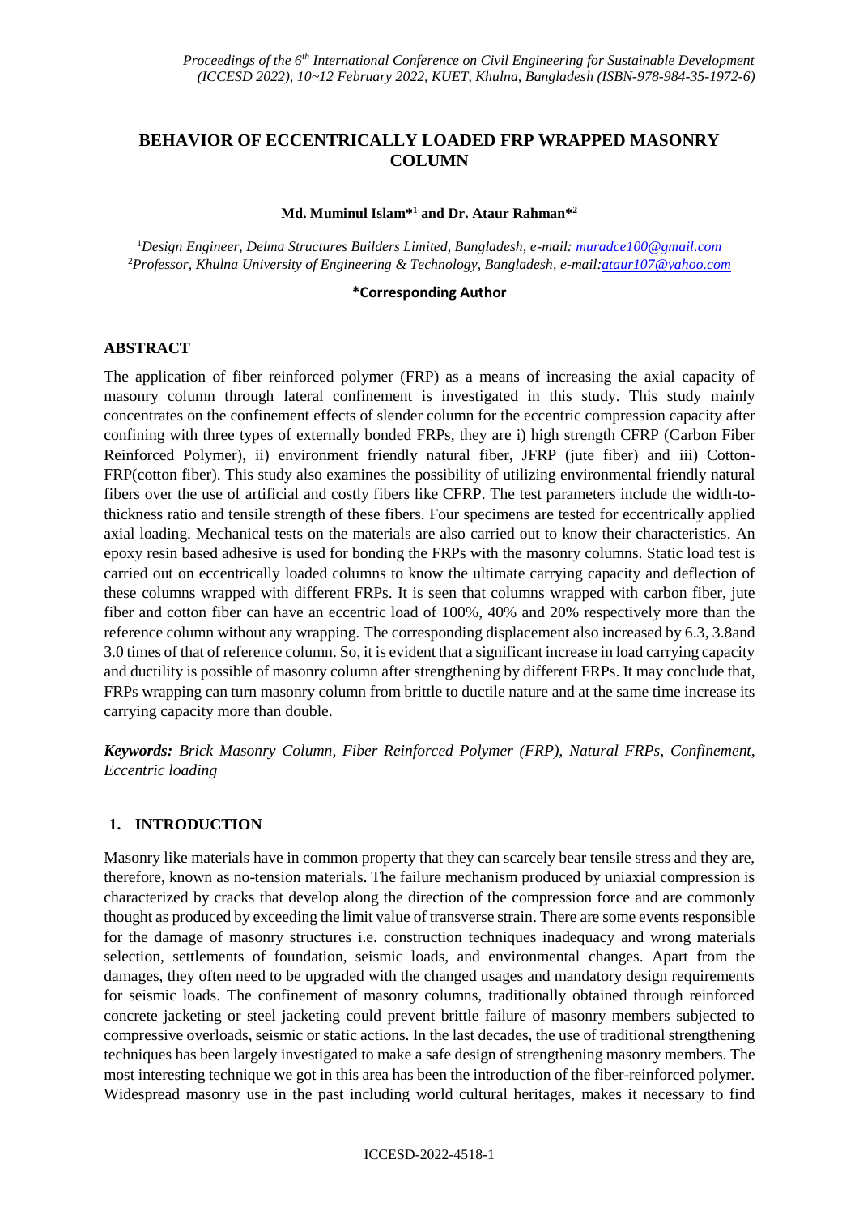# BEHAVIOR OF ECCENTRICALLY LOADED FRP WRAPPED MASONRY COLUMN

**Md. Muminul Islam*[1] and Dr. Ataur Rahman*[2]**

[1]*Design Engineer, Delma Structures Builders Limited, Bangladesh, e-mail: muradce100@gmail.com*
[2]*Professor, Khulna University of Engineering & Technology, Bangladesh, e-mail:ataur107@yahoo.com*

**\*Corresponding Author**

## ABSTRACT

The application of fiber reinforced polymer (FRP) as a means of increasing the axial capacity of masonry column through lateral confinement is investigated in this study. This study mainly concentrates on the confinement effects of slender column for the eccentric compression capacity after confining with three types of externally bonded FRPs, they are i) high strength CFRP (Carbon Fiber Reinforced Polymer), ii) environment friendly natural fiber, JFRP (jute fiber) and iii) Cotton-FRP(cotton fiber). This study also examines the possibility of utilizing environmental friendly natural fibers over the use of artificial and costly fibers like CFRP. The test parameters include the width-to-thickness ratio and tensile strength of these fibers. Four specimens are tested for eccentrically applied axial loading. Mechanical tests on the materials are also carried out to know their characteristics. An epoxy resin based adhesive is used for bonding the FRPs with the masonry columns. Static load test is carried out on eccentrically loaded columns to know the ultimate carrying capacity and deflection of these columns wrapped with different FRPs. It is seen that columns wrapped with carbon fiber, jute fiber and cotton fiber can have an eccentric load of 100%, 40% and 20% respectively more than the reference column without any wrapping. The corresponding displacement also increased by 6.3, 3.8and 3.0 times of that of reference column. So, it is evident that a significant increase in load carrying capacity and ductility is possible of masonry column after strengthening by different FRPs. It may conclude that, FRPs wrapping can turn masonry column from brittle to ductile nature and at the same time increase its carrying capacity more than double.

***Keywords:** Brick Masonry Column, Fiber Reinforced Polymer (FRP), Natural FRPs, Confinement, Eccentric loading*

## 1. INTRODUCTION

Masonry like materials have in common property that they can scarcely bear tensile stress and they are, therefore, known as no-tension materials. The failure mechanism produced by uniaxial compression is characterized by cracks that develop along the direction of the compression force and are commonly thought as produced by exceeding the limit value of transverse strain. There are some events responsible for the damage of masonry structures i.e. construction techniques inadequacy and wrong materials selection, settlements of foundation, seismic loads, and environmental changes. Apart from the damages, they often need to be upgraded with the changed usages and mandatory design requirements for seismic loads. The confinement of masonry columns, traditionally obtained through reinforced concrete jacketing or steel jacketing could prevent brittle failure of masonry members subjected to compressive overloads, seismic or static actions. In the last decades, the use of traditional strengthening techniques has been largely investigated to make a safe design of strengthening masonry members. The most interesting technique we got in this area has been the introduction of the fiber-reinforced polymer. Widespread masonry use in the past including world cultural heritages, makes it necessary to find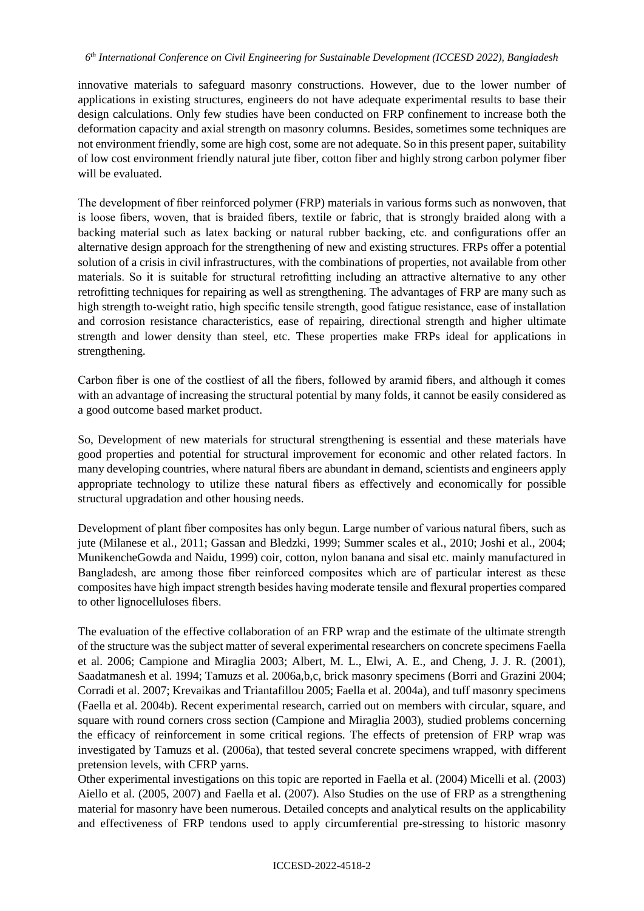innovative materials to safeguard masonry constructions. However, due to the lower number of applications in existing structures, engineers do not have adequate experimental results to base their design calculations. Only few studies have been conducted on FRP confinement to increase both the deformation capacity and axial strength on masonry columns. Besides, sometimes some techniques are not environment friendly, some are high cost, some are not adequate. So in this present paper, suitability of low cost environment friendly natural jute fiber, cotton fiber and highly strong carbon polymer fiber will be evaluated.

The development of fiber reinforced polymer (FRP) materials in various forms such as nonwoven, that is loose fibers, woven, that is braided fibers, textile or fabric, that is strongly braided along with a backing material such as latex backing or natural rubber backing, etc. and configurations offer an alternative design approach for the strengthening of new and existing structures. FRPs offer a potential solution of a crisis in civil infrastructures, with the combinations of properties, not available from other materials. So it is suitable for structural retrofitting including an attractive alternative to any other retrofitting techniques for repairing as well as strengthening. The advantages of FRP are many such as high strength to-weight ratio, high specific tensile strength, good fatigue resistance, ease of installation and corrosion resistance characteristics, ease of repairing, directional strength and higher ultimate strength and lower density than steel, etc. These properties make FRPs ideal for applications in strengthening.

Carbon fiber is one of the costliest of all the fibers, followed by aramid fibers, and although it comes with an advantage of increasing the structural potential by many folds, it cannot be easily considered as a good outcome based market product.

So, Development of new materials for structural strengthening is essential and these materials have good properties and potential for structural improvement for economic and other related factors. In many developing countries, where natural fibers are abundant in demand, scientists and engineers apply appropriate technology to utilize these natural fibers as effectively and economically for possible structural upgradation and other housing needs.

Development of plant fiber composites has only begun. Large number of various natural fibers, such as jute (Milanese et al., 2011; Gassan and Bledzki, 1999; Summer scales et al., 2010; Joshi et al., 2004; MunikencheGowda and Naidu, 1999) coir, cotton, nylon banana and sisal etc. mainly manufactured in Bangladesh, are among those fiber reinforced composites which are of particular interest as these composites have high impact strength besides having moderate tensile and flexural properties compared to other lignocelluloses fibers.

The evaluation of the effective collaboration of an FRP wrap and the estimate of the ultimate strength of the structure was the subject matter of several experimental researchers on concrete specimens Faella et al. 2006; Campione and Miraglia 2003; Albert, M. L., Elwi, A. E., and Cheng, J. J. R. (2001), Saadatmanesh et al. 1994; Tamuzs et al. 2006a,b,c, brick masonry specimens (Borri and Grazini 2004; Corradi et al. 2007; Krevaikas and Triantafillou 2005; Faella et al. 2004a), and tuff masonry specimens (Faella et al. 2004b). Recent experimental research, carried out on members with circular, square, and square with round corners cross section (Campione and Miraglia 2003), studied problems concerning the efficacy of reinforcement in some critical regions. The effects of pretension of FRP wrap was investigated by Tamuzs et al. (2006a), that tested several concrete specimens wrapped, with different pretension levels, with CFRP yarns.
Other experimental investigations on this topic are reported in Faella et al. (2004) Micelli et al. (2003) Aiello et al. (2005, 2007) and Faella et al. (2007). Also Studies on the use of FRP as a strengthening material for masonry have been numerous. Detailed concepts and analytical results on the applicability and effectiveness of FRP tendons used to apply circumferential pre-stressing to historic masonry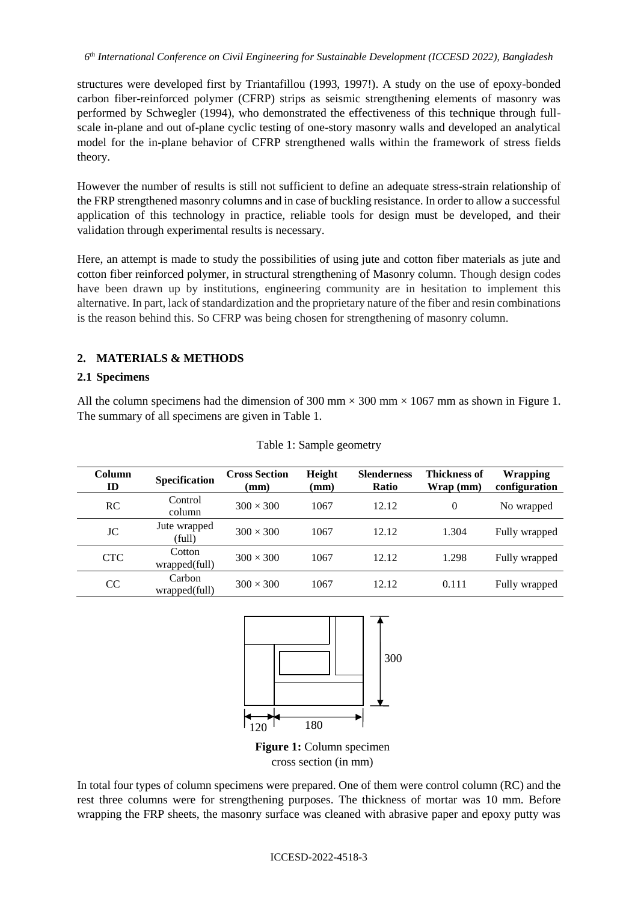structures were developed first by Triantafillou (1993, 1997!). A study on the use of epoxy-bonded carbon fiber-reinforced polymer (CFRP) strips as seismic strengthening elements of masonry was performed by Schwegler (1994), who demonstrated the effectiveness of this technique through full-scale in-plane and out of-plane cyclic testing of one-story masonry walls and developed an analytical model for the in-plane behavior of CFRP strengthened walls within the framework of stress fields theory.

However the number of results is still not sufficient to define an adequate stress-strain relationship of the FRP strengthened masonry columns and in case of buckling resistance. In order to allow a successful application of this technology in practice, reliable tools for design must be developed, and their validation through experimental results is necessary.

Here, an attempt is made to study the possibilities of using jute and cotton fiber materials as jute and cotton fiber reinforced polymer, in structural strengthening of Masonry column. Though design codes have been drawn up by institutions, engineering community are in hesitation to implement this alternative. In part, lack of standardization and the proprietary nature of the fiber and resin combinations is the reason behind this. So CFRP was being chosen for strengthening of masonry column.

## 2. MATERIALS & METHODS

### 2.1 Specimens

All the column specimens had the dimension of 300 mm × 300 mm × 1067 mm as shown in Figure 1. The summary of all specimens are given in Table 1.

Table 1: Sample geometry

| Column ID | Specification | Cross Section (mm) | Height (mm) | Slenderness Ratio | Thickness of Wrap (mm) | Wrapping configuration |
|---|---|---|---|---|---|---|
| RC | Control column | 300 × 300 | 1067 | 12.12 | 0 | No wrapped |
| JC | Jute wrapped (full) | 300 × 300 | 1067 | 12.12 | 1.304 | Fully wrapped |
| CTC | Cotton wrapped(full) | 300 × 300 | 1067 | 12.12 | 1.298 | Fully wrapped |
| CC | Carbon wrapped(full) | 300 × 300 | 1067 | 12.12 | 0.111 | Fully wrapped |

**Figure 1:** Column specimen cross section (in mm)

In total four types of column specimens were prepared. One of them were control column (RC) and the rest three columns were for strengthening purposes. The thickness of mortar was 10 mm. Before wrapping the FRP sheets, the masonry surface was cleaned with abrasive paper and epoxy putty was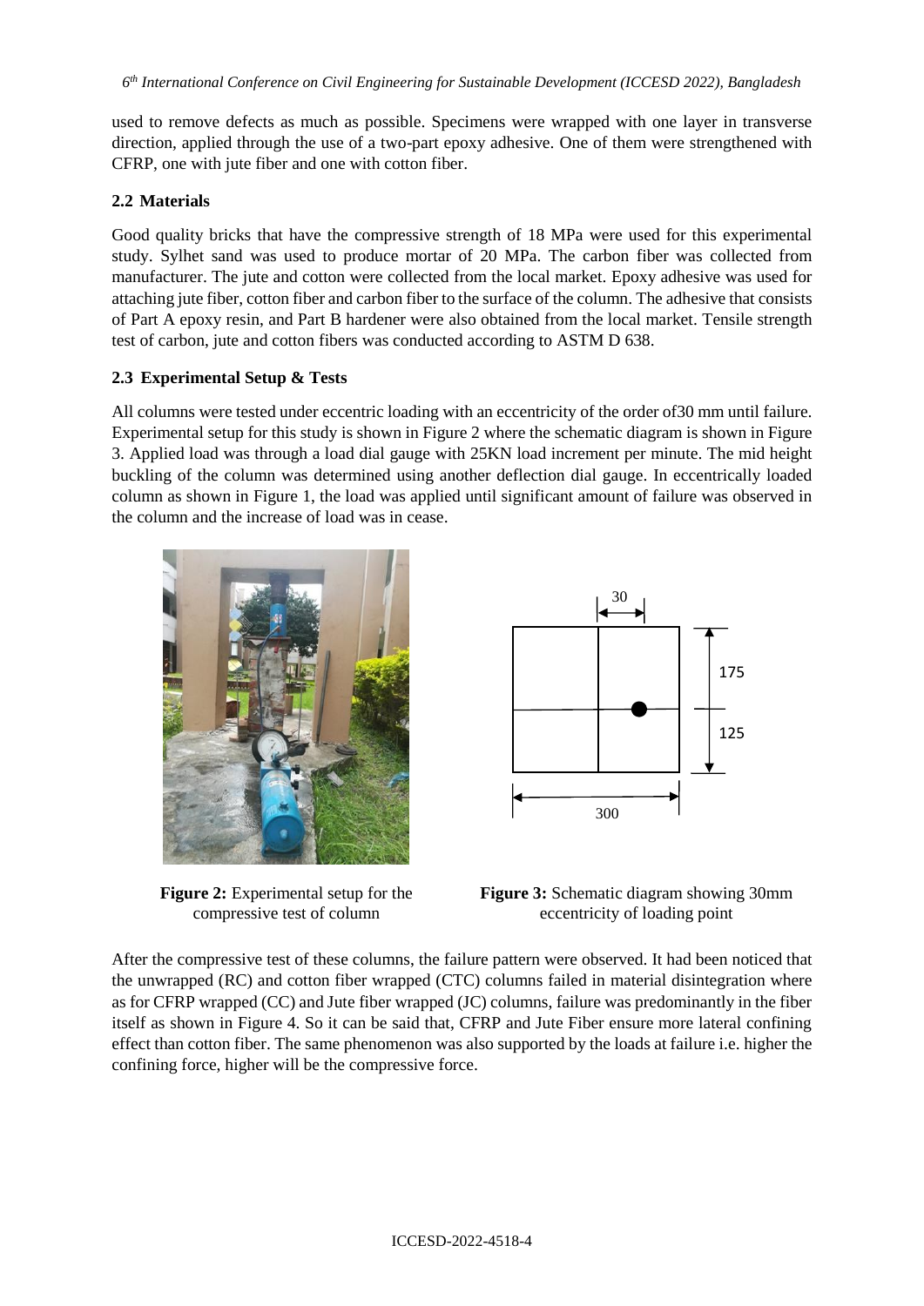used to remove defects as much as possible. Specimens were wrapped with one layer in transverse direction, applied through the use of a two-part epoxy adhesive. One of them were strengthened with CFRP, one with jute fiber and one with cotton fiber.

### 2.2 Materials

Good quality bricks that have the compressive strength of 18 MPa were used for this experimental study. Sylhet sand was used to produce mortar of 20 MPa. The carbon fiber was collected from manufacturer. The jute and cotton were collected from the local market. Epoxy adhesive was used for attaching jute fiber, cotton fiber and carbon fiber to the surface of the column. The adhesive that consists of Part A epoxy resin, and Part B hardener were also obtained from the local market. Tensile strength test of carbon, jute and cotton fibers was conducted according to ASTM D 638.

### 2.3 Experimental Setup & Tests

All columns were tested under eccentric loading with an eccentricity of the order of30 mm until failure. Experimental setup for this study is shown in Figure 2 where the schematic diagram is shown in Figure 3. Applied load was through a load dial gauge with 25KN load increment per minute. The mid height buckling of the column was determined using another deflection dial gauge. In eccentrically loaded column as shown in Figure 1, the load was applied until significant amount of failure was observed in the column and the increase of load was in cease.

**Figure 2:** Experimental setup for the compressive test of column

**Figure 3:** Schematic diagram showing 30mm eccentricity of loading point

After the compressive test of these columns, the failure pattern were observed. It had been noticed that the unwrapped (RC) and cotton fiber wrapped (CTC) columns failed in material disintegration where as for CFRP wrapped (CC) and Jute fiber wrapped (JC) columns, failure was predominantly in the fiber itself as shown in Figure 4. So it can be said that, CFRP and Jute Fiber ensure more lateral confining effect than cotton fiber. The same phenomenon was also supported by the loads at failure i.e. higher the confining force, higher will be the compressive force.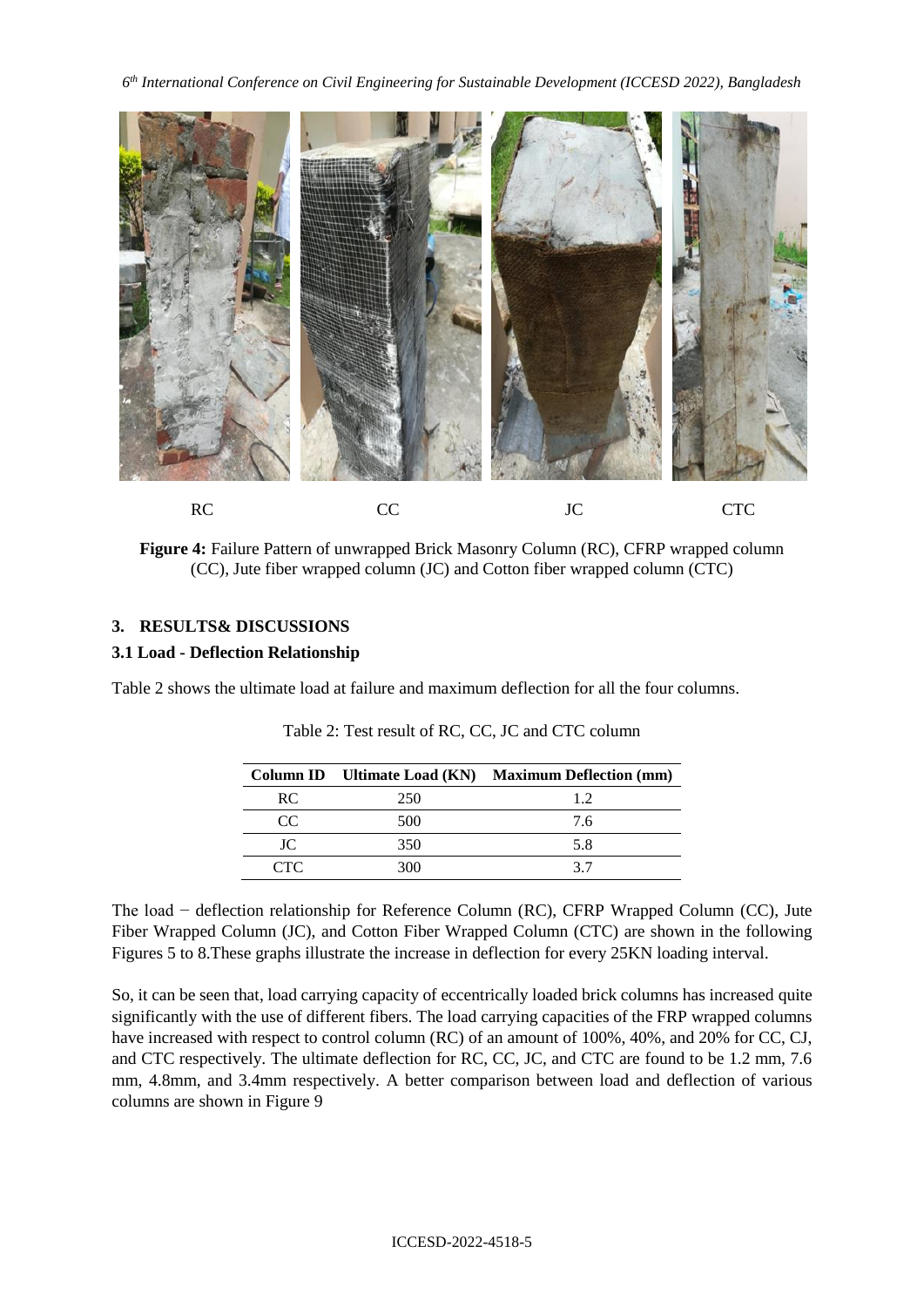RC CC JC CTC

**Figure 4:** Failure Pattern of unwrapped Brick Masonry Column (RC), CFRP wrapped column (CC), Jute fiber wrapped column (JC) and Cotton fiber wrapped column (CTC)

## 3. RESULTS& DISCUSSIONS

### 3.1 Load - Deflection Relationship

Table 2 shows the ultimate load at failure and maximum deflection for all the four columns.

Table 2: Test result of RC, CC, JC and CTC column

| Column ID | Ultimate Load (KN) | Maximum Deflection (mm) |
|---|---|---|
| RC | 250 | 1.2 |
| CC | 500 | 7.6 |
| JC | 350 | 5.8 |
| CTC | 300 | 3.7 |

The load − deflection relationship for Reference Column (RC), CFRP Wrapped Column (CC), Jute Fiber Wrapped Column (JC), and Cotton Fiber Wrapped Column (CTC) are shown in the following Figures 5 to 8.These graphs illustrate the increase in deflection for every 25KN loading interval.

So, it can be seen that, load carrying capacity of eccentrically loaded brick columns has increased quite significantly with the use of different fibers. The load carrying capacities of the FRP wrapped columns have increased with respect to control column (RC) of an amount of 100%, 40%, and 20% for CC, CJ, and CTC respectively. The ultimate deflection for RC, CC, JC, and CTC are found to be 1.2 mm, 7.6 mm, 4.8mm, and 3.4mm respectively. A better comparison between load and deflection of various columns are shown in Figure 9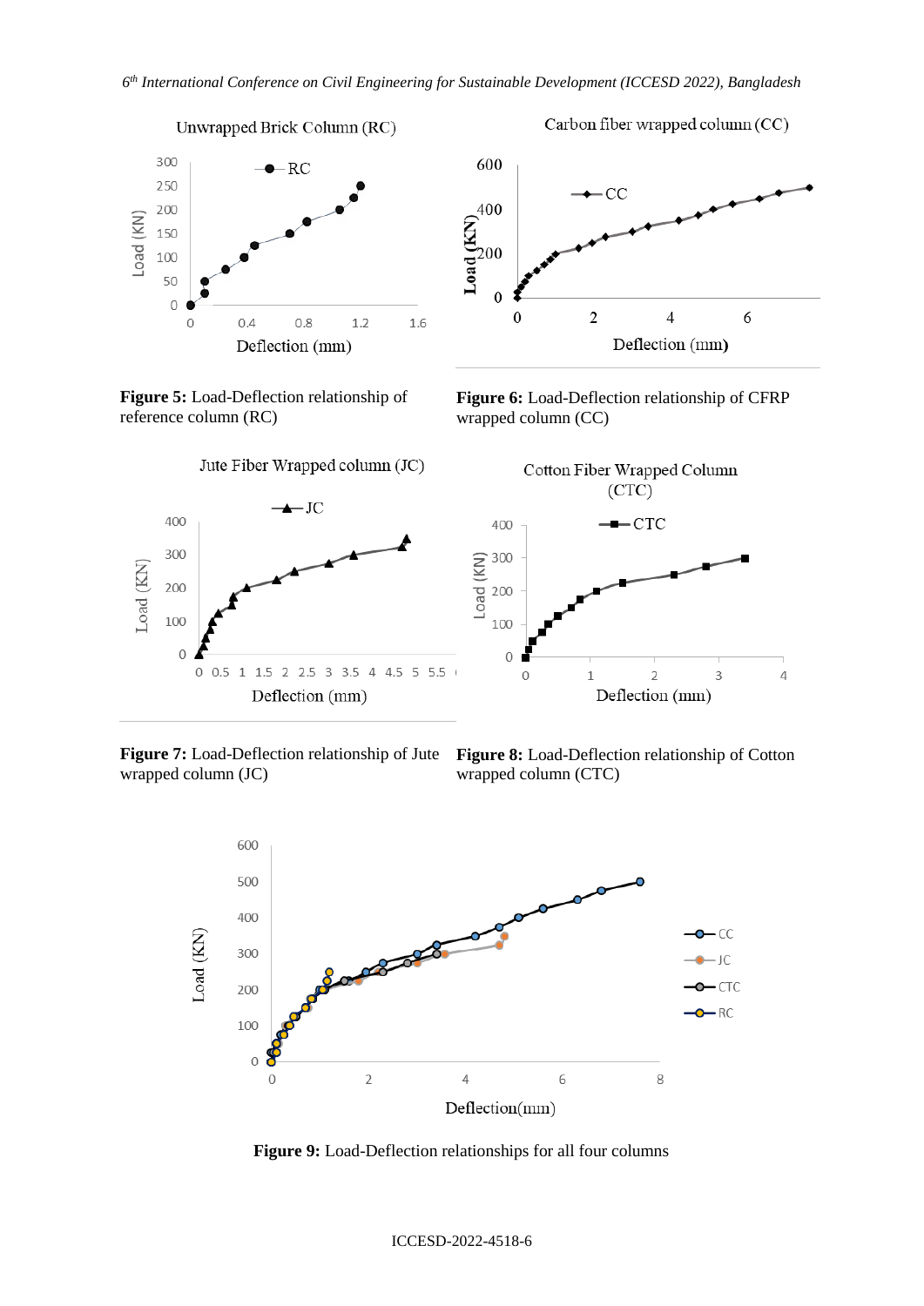**Figure 5:** Load-Deflection relationship of reference column (RC)

**Figure 6:** Load-Deflection relationship of CFRP wrapped column (CC)

**Figure 7:** Load-Deflection relationship of Jute wrapped column (JC)

**Figure 8:** Load-Deflection relationship of Cotton wrapped column (CTC)

**Figure 9:** Load-Deflection relationships for all four columns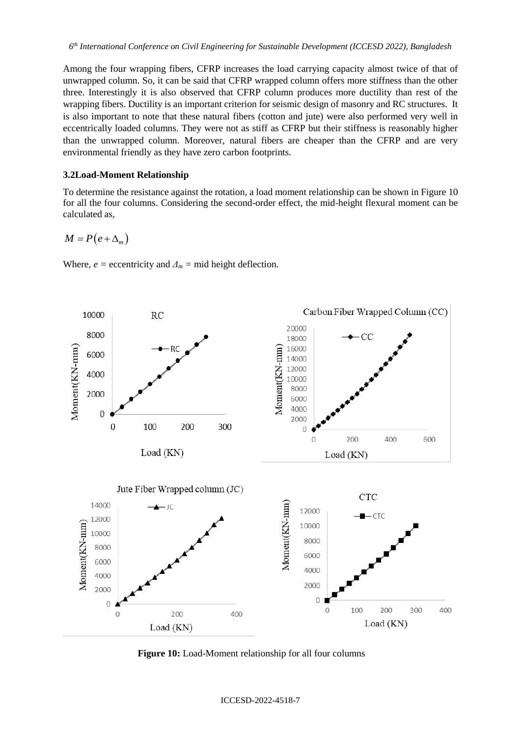Among the four wrapping fibers, CFRP increases the load carrying capacity almost twice of that of unwrapped column. So, it can be said that CFRP wrapped column offers more stiffness than the other three. Interestingly it is also observed that CFRP column produces more ductility than rest of the wrapping fibers. Ductility is an important criterion for seismic design of masonry and RC structures. It is also important to note that these natural fibers (cotton and jute) were also performed very well in eccentrically loaded columns. They were not as stiff as CFRP but their stiffness is reasonably higher than the unwrapped column. Moreover, natural fibers are cheaper than the CFRP and are very environmental friendly as they have zero carbon footprints.

### 3.2Load-Moment Relationship

To determine the resistance against the rotation, a load moment relationship can be shown in Figure 10 for all the four columns. Considering the second-order effect, the mid-height flexural moment can be calculated as,

$$M = P\left(e + \Delta_m\right)$$

Where, $e$ = eccentricity and $\Delta_m$ = mid height deflection.

**Figure 10:** Load-Moment relationship for all four columns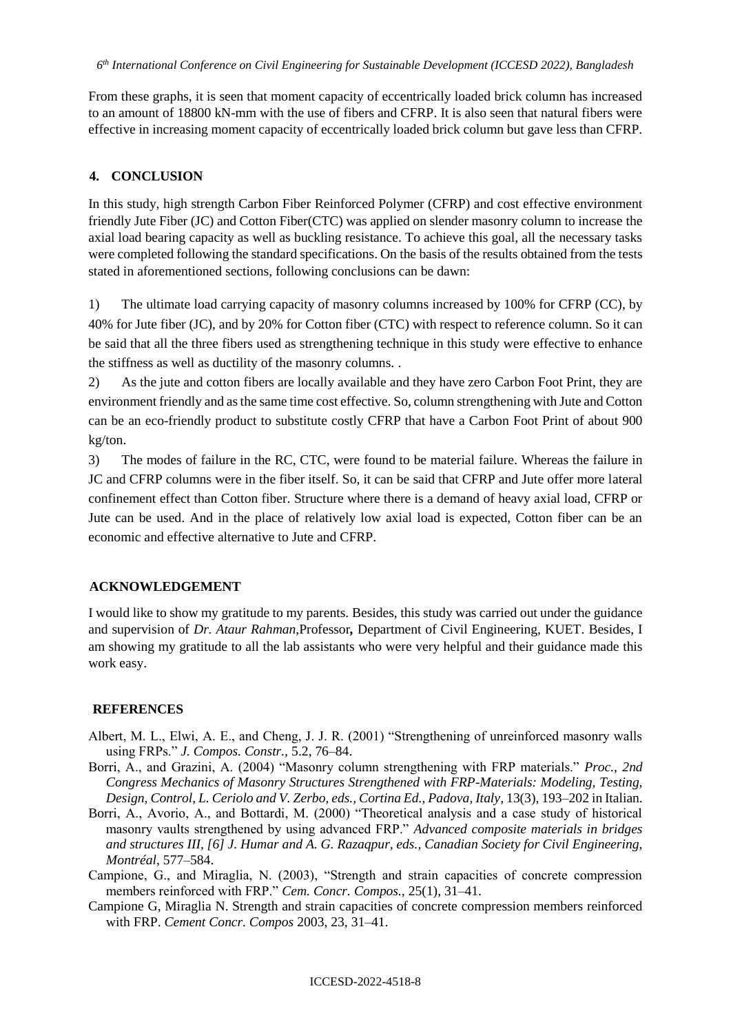From these graphs, it is seen that moment capacity of eccentrically loaded brick column has increased to an amount of 18800 kN-mm with the use of fibers and CFRP. It is also seen that natural fibers were effective in increasing moment capacity of eccentrically loaded brick column but gave less than CFRP.

## 4. CONCLUSION

In this study, high strength Carbon Fiber Reinforced Polymer (CFRP) and cost effective environment friendly Jute Fiber (JC) and Cotton Fiber(CTC) was applied on slender masonry column to increase the axial load bearing capacity as well as buckling resistance. To achieve this goal, all the necessary tasks were completed following the standard specifications. On the basis of the results obtained from the tests stated in aforementioned sections, following conclusions can be dawn:

1) The ultimate load carrying capacity of masonry columns increased by 100% for CFRP (CC), by 40% for Jute fiber (JC), and by 20% for Cotton fiber (CTC) with respect to reference column. So it can be said that all the three fibers used as strengthening technique in this study were effective to enhance the stiffness as well as ductility of the masonry columns. .

2) As the jute and cotton fibers are locally available and they have zero Carbon Foot Print, they are environment friendly and as the same time cost effective. So, column strengthening with Jute and Cotton can be an eco-friendly product to substitute costly CFRP that have a Carbon Foot Print of about 900 kg/ton.

3) The modes of failure in the RC, CTC, were found to be material failure. Whereas the failure in JC and CFRP columns were in the fiber itself. So, it can be said that CFRP and Jute offer more lateral confinement effect than Cotton fiber. Structure where there is a demand of heavy axial load, CFRP or Jute can be used. And in the place of relatively low axial load is expected, Cotton fiber can be an economic and effective alternative to Jute and CFRP.

## ACKNOWLEDGEMENT

I would like to show my gratitude to my parents. Besides, this study was carried out under the guidance and supervision of *Dr. Ataur Rahman,*Professor**,** Department of Civil Engineering, KUET. Besides, I am showing my gratitude to all the lab assistants who were very helpful and their guidance made this work easy.

## REFERENCES

Albert, M. L., Elwi, A. E., and Cheng, J. J. R. (2001) "Strengthening of unreinforced masonry walls using FRPs." *J. Compos. Constr.,* 5.2, 76–84.

Borri, A., and Grazini, A. (2004) "Masonry column strengthening with FRP materials." *Proc., 2nd Congress Mechanics of Masonry Structures Strengthened with FRP-Materials: Modeling, Testing, Design, Control, L. Ceriolo and V. Zerbo, eds., Cortina Ed., Padova, Italy*, 13(3), 193–202 in Italian.

Borri, A., Avorio, A., and Bottardi, M. (2000) "Theoretical analysis and a case study of historical masonry vaults strengthened by using advanced FRP." *Advanced composite materials in bridges and structures III, [6] J. Humar and A. G. Razaqpur, eds., Canadian Society for Civil Engineering, Montréal*, 577–584.

Campione, G., and Miraglia, N. (2003), "Strength and strain capacities of concrete compression members reinforced with FRP." *Cem. Concr. Compos.,* 25(1), 31–41.

Campione G, Miraglia N. Strength and strain capacities of concrete compression members reinforced with FRP. *Cement Concr. Compos* 2003, 23, 31–41.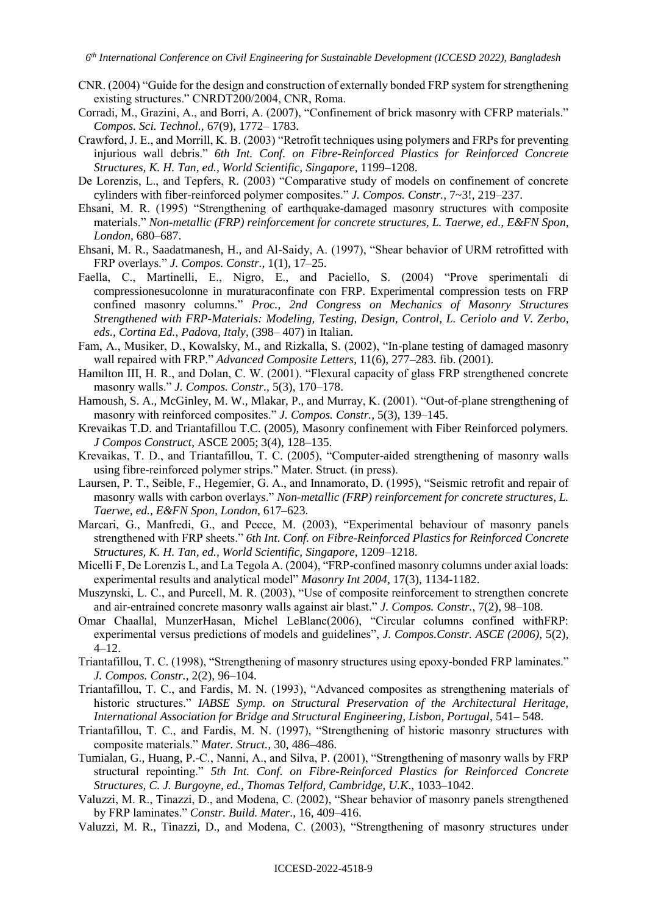CNR. (2004) "Guide for the design and construction of externally bonded FRP system for strengthening existing structures." CNRDT200/2004, CNR, Roma.

Corradi, M., Grazini, A., and Borri, A. (2007), "Confinement of brick masonry with CFRP materials." *Compos. Sci. Technol.,* 67(9), 1772– 1783.

Crawford, J. E., and Morrill, K. B. (2003) "Retrofit techniques using polymers and FRPs for preventing injurious wall debris." *6th Int. Conf. on Fibre-Reinforced Plastics for Reinforced Concrete Structures, K. H. Tan, ed., World Scientific, Singapore*, 1199–1208.

De Lorenzis, L., and Tepfers, R. (2003) "Comparative study of models on confinement of concrete cylinders with fiber-reinforced polymer composites." *J. Compos. Constr.,* 7~3!, 219–237.

Ehsani, M. R. (1995) "Strengthening of earthquake-damaged masonry structures with composite materials." *Non-metallic (FRP) reinforcement for concrete structures, L. Taerwe, ed., E&FN Spon, London*, 680–687.

Ehsani, M. R., Saadatmanesh, H., and Al-Saidy, A. (1997), "Shear behavior of URM retrofitted with FRP overlays." *J. Compos. Constr.,* 1(1), 17–25.

Faella, C., Martinelli, E., Nigro, E., and Paciello, S. (2004) "Prove sperimentali di compressionesucolonne in muraturaconfinate con FRP. Experimental compression tests on FRP confined masonry columns." *Proc., 2nd Congress on Mechanics of Masonry Structures Strengthened with FRP-Materials: Modeling, Testing, Design, Control, L. Ceriolo and V. Zerbo, eds., Cortina Ed., Padova, Italy*, (398– 407) in Italian.

Fam, A., Musiker, D., Kowalsky, M., and Rizkalla, S. (2002), "In-plane testing of damaged masonry wall repaired with FRP." *Advanced Composite Letters*, 11(6), 277–283. fib. (2001).

Hamilton III, H. R., and Dolan, C. W. (2001). "Flexural capacity of glass FRP strengthened concrete masonry walls." *J. Compos. Constr.,* 5(3), 170–178.

Hamoush, S. A., McGinley, M. W., Mlakar, P., and Murray, K. (2001). "Out-of-plane strengthening of masonry with reinforced composites." *J. Compos. Constr.,* 5(3), 139–145.

Krevaikas T.D. and Triantafillou T.C. (2005), Masonry confinement with Fiber Reinforced polymers. *J Compos Construct*, ASCE 2005; 3(4), 128–135.

Krevaikas, T. D., and Triantafillou, T. C. (2005), "Computer-aided strengthening of masonry walls using fibre-reinforced polymer strips." Mater. Struct. (in press).

Laursen, P. T., Seible, F., Hegemier, G. A., and Innamorato, D. (1995), "Seismic retrofit and repair of masonry walls with carbon overlays." *Non-metallic (FRP) reinforcement for concrete structures, L. Taerwe, ed., E&FN Spon, London*, 617–623.

Marcari, G., Manfredi, G., and Pecce, M. (2003), "Experimental behaviour of masonry panels strengthened with FRP sheets." *6th Int. Conf. on Fibre-Reinforced Plastics for Reinforced Concrete Structures, K. H. Tan, ed., World Scientific, Singapore*, 1209–1218.

Micelli F, De Lorenzis L, and La Tegola A. (2004), "FRP-confined masonry columns under axial loads: experimental results and analytical model" *Masonry Int 2004*, 17(3), 1134-1182.

Muszynski, L. C., and Purcell, M. R. (2003), "Use of composite reinforcement to strengthen concrete and air-entrained concrete masonry walls against air blast." *J. Compos. Constr.,* 7(2), 98–108.

Omar Chaallal, MunzerHasan, Michel LeBlanc(2006), "Circular columns confined withFRP: experimental versus predictions of models and guidelines", *J. Compos.Constr. ASCE (2006)*, 5(2), 4–12.

Triantafillou, T. C. (1998), "Strengthening of masonry structures using epoxy-bonded FRP laminates." *J. Compos. Constr.,* 2(2), 96–104.

Triantafillou, T. C., and Fardis, M. N. (1993), "Advanced composites as strengthening materials of historic structures." *IABSE Symp. on Structural Preservation of the Architectural Heritage, International Association for Bridge and Structural Engineering, Lisbon, Portugal*, 541– 548.

Triantafillou, T. C., and Fardis, M. N. (1997), "Strengthening of historic masonry structures with composite materials." *Mater. Struct.,* 30, 486–486.

Tumialan, G., Huang, P.-C., Nanni, A., and Silva, P. (2001), "Strengthening of masonry walls by FRP structural repointing." *5th Int. Conf. on Fibre-Reinforced Plastics for Reinforced Concrete Structures, C. J. Burgoyne, ed., Thomas Telford, Cambridge, U.K*., 1033–1042.

Valuzzi, M. R., Tinazzi, D., and Modena, C. (2002), "Shear behavior of masonry panels strengthened by FRP laminates." *Constr. Build. Mater*., 16, 409–416.

Valuzzi, M. R., Tinazzi, D., and Modena, C. (2003), "Strengthening of masonry structures under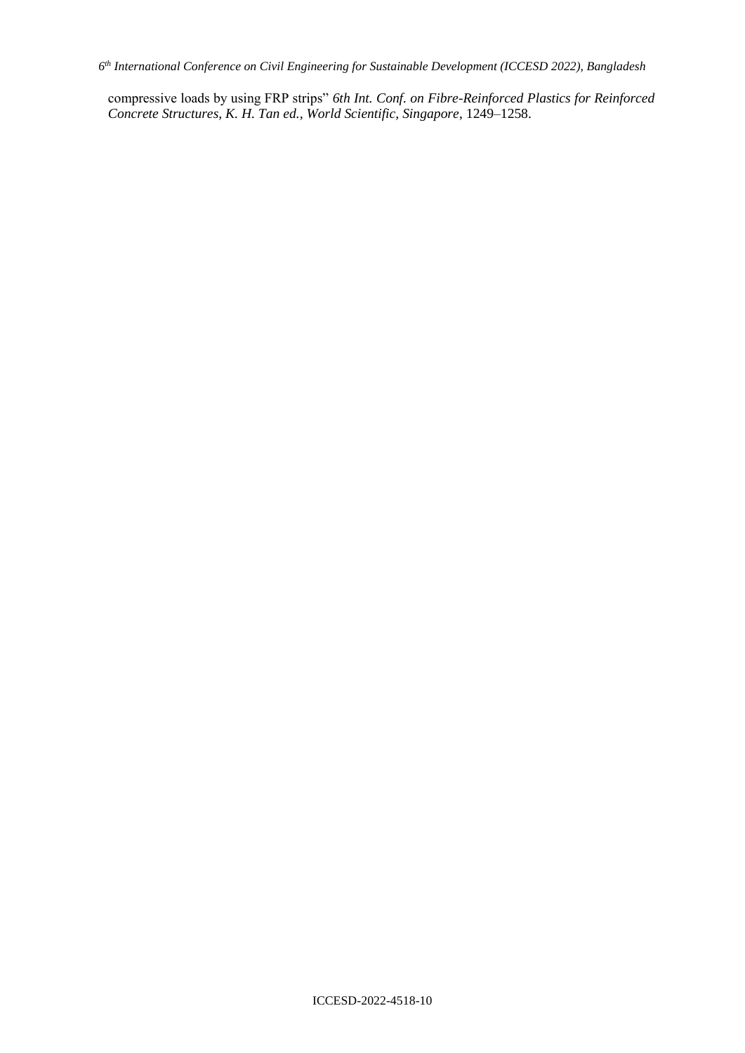compressive loads by using FRP strips" *6th Int. Conf. on Fibre-Reinforced Plastics for Reinforced Concrete Structures, K. H. Tan ed., World Scientific, Singapore*, 1249–1258.